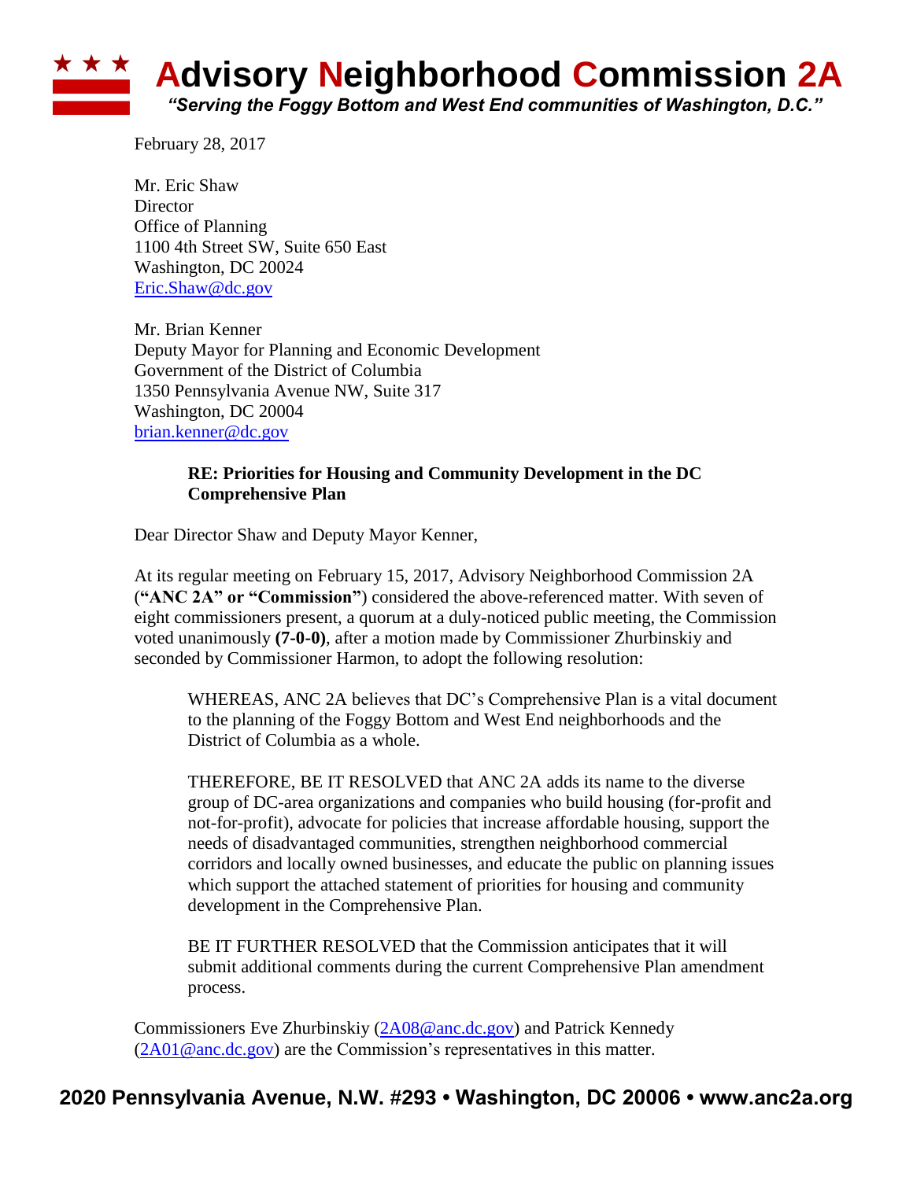# Advisory Neighborhood Commission 2A

*"Serving the Foggy Bottom and West End communities of Washington, D.C."*

February 28, 2017

Mr. Eric Shaw
Director
Office of Planning
1100 4th Street SW, Suite 650 East
Washington, DC 20024
Eric.Shaw@dc.gov

Mr. Brian Kenner
Deputy Mayor for Planning and Economic Development
Government of the District of Columbia
1350 Pennsylvania Avenue NW, Suite 317
Washington, DC 20004
brian.kenner@dc.gov

**RE: Priorities for Housing and Community Development in the DC Comprehensive Plan**

Dear Director Shaw and Deputy Mayor Kenner,

At its regular meeting on February 15, 2017, Advisory Neighborhood Commission 2A (**"ANC 2A" or "Commission"**) considered the above-referenced matter. With seven of eight commissioners present, a quorum at a duly-noticed public meeting, the Commission voted unanimously **(7-0-0)**, after a motion made by Commissioner Zhurbinskiy and seconded by Commissioner Harmon, to adopt the following resolution:

> WHEREAS, ANC 2A believes that DC's Comprehensive Plan is a vital document to the planning of the Foggy Bottom and West End neighborhoods and the District of Columbia as a whole.
>
> THEREFORE, BE IT RESOLVED that ANC 2A adds its name to the diverse group of DC-area organizations and companies who build housing (for-profit and not-for-profit), advocate for policies that increase affordable housing, support the needs of disadvantaged communities, strengthen neighborhood commercial corridors and locally owned businesses, and educate the public on planning issues which support the attached statement of priorities for housing and community development in the Comprehensive Plan.
>
> BE IT FURTHER RESOLVED that the Commission anticipates that it will submit additional comments during the current Comprehensive Plan amendment process.

Commissioners Eve Zhurbinskiy (2A08@anc.dc.gov) and Patrick Kennedy (2A01@anc.dc.gov) are the Commission's representatives in this matter.

**2020 Pennsylvania Avenue, N.W. #293 • Washington, DC 20006 • www.anc2a.org**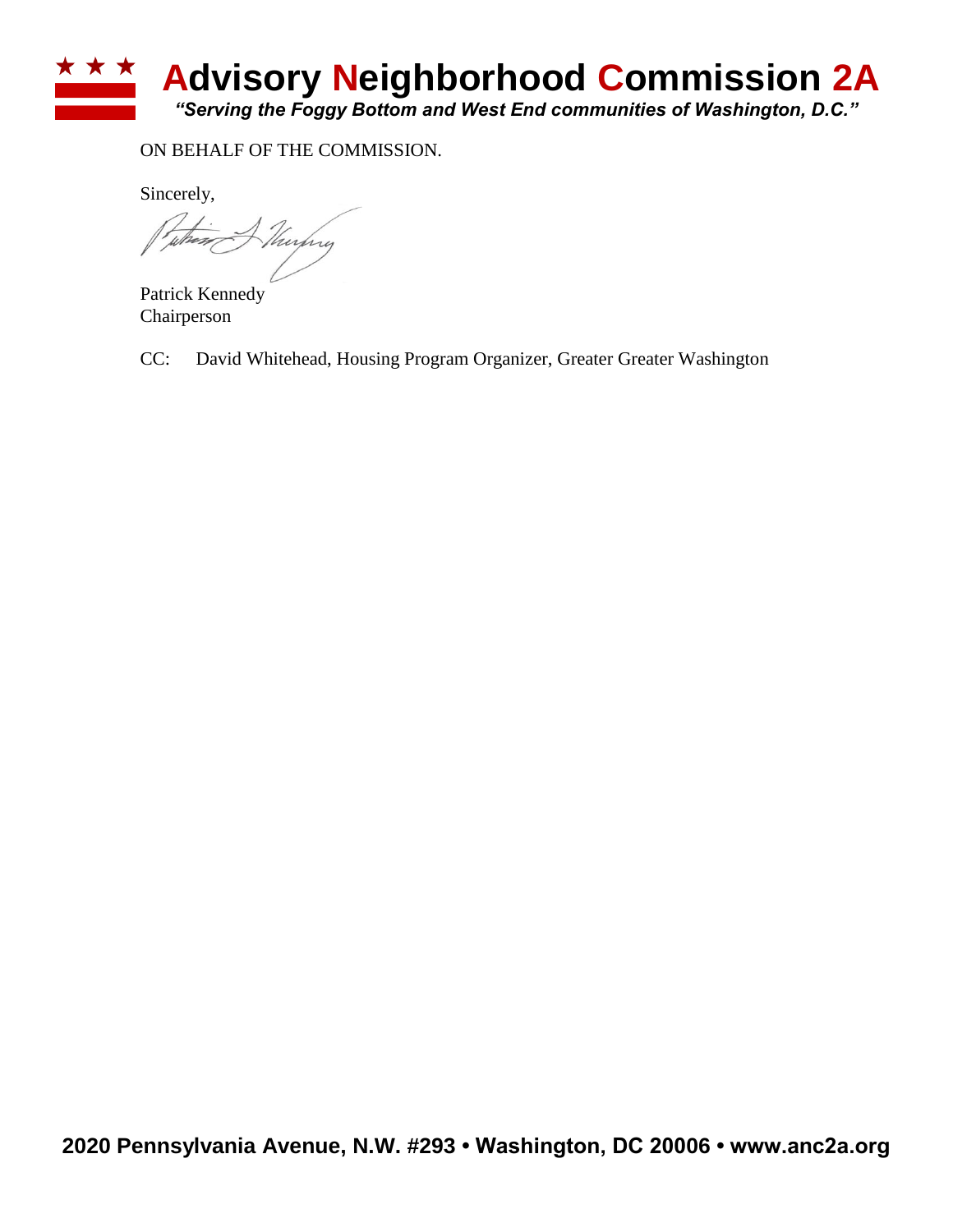ON BEHALF OF THE COMMISSION.

Sincerely,

Patrick Kennedy
Chairperson

CC: David Whitehead, Housing Program Organizer, Greater Greater Washington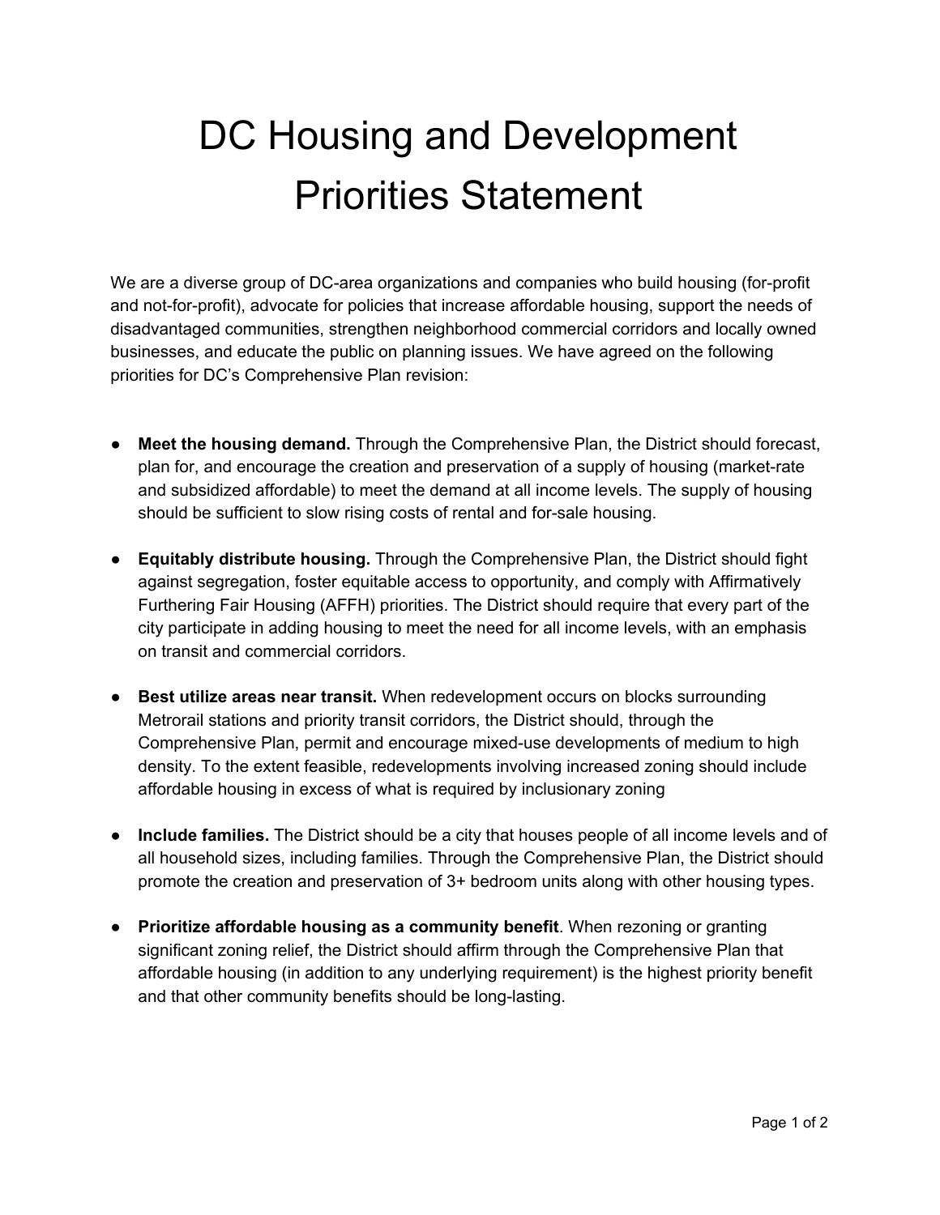# DC Housing and Development Priorities Statement

We are a diverse group of DC-area organizations and companies who build housing (for-profit and not-for-profit), advocate for policies that increase affordable housing, support the needs of disadvantaged communities, strengthen neighborhood commercial corridors and locally owned businesses, and educate the public on planning issues. We have agreed on the following priorities for DC's Comprehensive Plan revision:

- **Meet the housing demand.** Through the Comprehensive Plan, the District should forecast, plan for, and encourage the creation and preservation of a supply of housing (market-rate and subsidized affordable) to meet the demand at all income levels. The supply of housing should be sufficient to slow rising costs of rental and for-sale housing.

- **Equitably distribute housing.** Through the Comprehensive Plan, the District should fight against segregation, foster equitable access to opportunity, and comply with Affirmatively Furthering Fair Housing (AFFH) priorities. The District should require that every part of the city participate in adding housing to meet the need for all income levels, with an emphasis on transit and commercial corridors.

- **Best utilize areas near transit.** When redevelopment occurs on blocks surrounding Metrorail stations and priority transit corridors, the District should, through the Comprehensive Plan, permit and encourage mixed-use developments of medium to high density. To the extent feasible, redevelopments involving increased zoning should include affordable housing in excess of what is required by inclusionary zoning

- **Include families.** The District should be a city that houses people of all income levels and of all household sizes, including families. Through the Comprehensive Plan, the District should promote the creation and preservation of 3+ bedroom units along with other housing types.

- **Prioritize affordable housing as a community benefit**. When rezoning or granting significant zoning relief, the District should affirm through the Comprehensive Plan that affordable housing (in addition to any underlying requirement) is the highest priority benefit and that other community benefits should be long-lasting.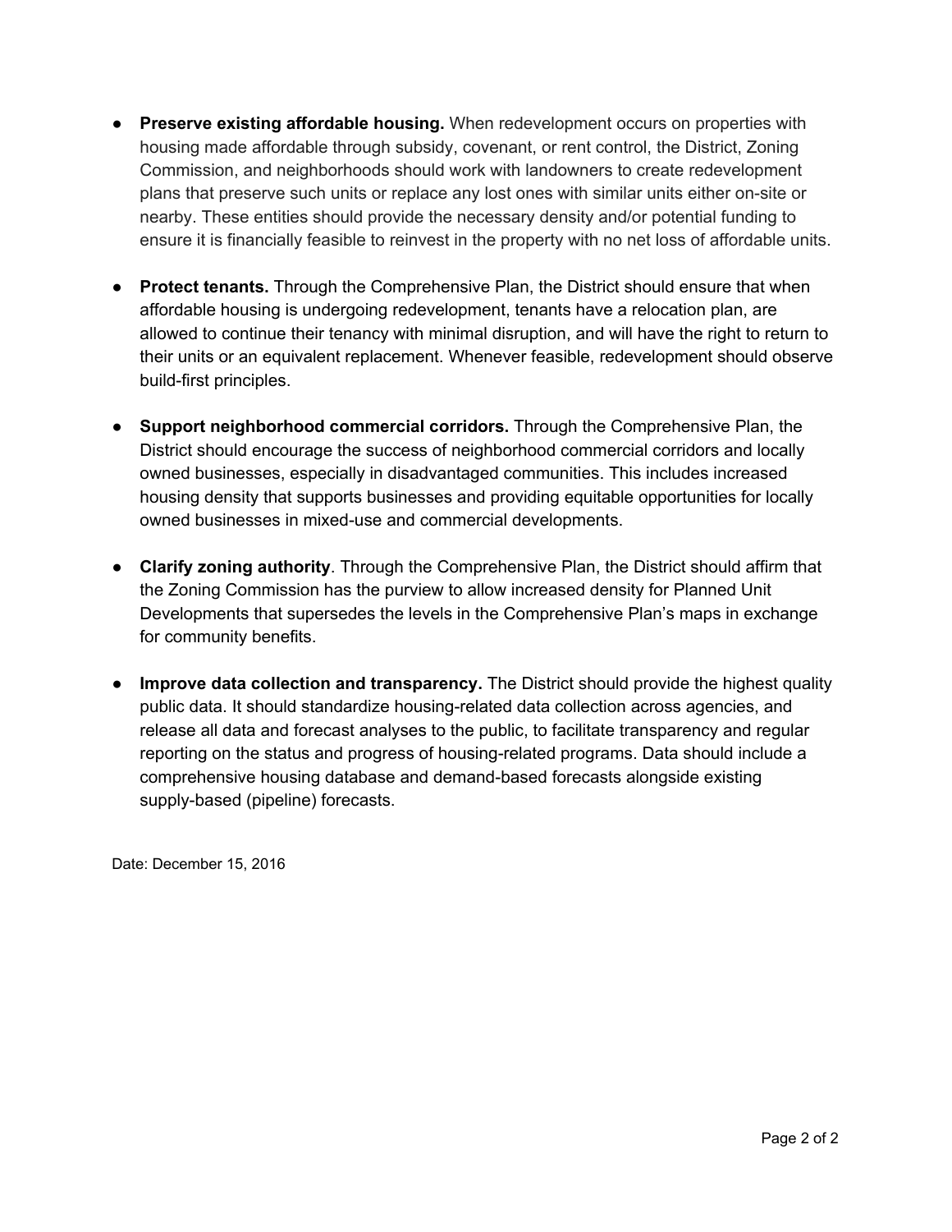- **Preserve existing affordable housing.** When redevelopment occurs on properties with housing made affordable through subsidy, covenant, or rent control, the District, Zoning Commission, and neighborhoods should work with landowners to create redevelopment plans that preserve such units or replace any lost ones with similar units either on-site or nearby. These entities should provide the necessary density and/or potential funding to ensure it is financially feasible to reinvest in the property with no net loss of affordable units.

- **Protect tenants.** Through the Comprehensive Plan, the District should ensure that when affordable housing is undergoing redevelopment, tenants have a relocation plan, are allowed to continue their tenancy with minimal disruption, and will have the right to return to their units or an equivalent replacement. Whenever feasible, redevelopment should observe build-first principles.

- **Support neighborhood commercial corridors.** Through the Comprehensive Plan, the District should encourage the success of neighborhood commercial corridors and locally owned businesses, especially in disadvantaged communities. This includes increased housing density that supports businesses and providing equitable opportunities for locally owned businesses in mixed-use and commercial developments.

- **Clarify zoning authority**. Through the Comprehensive Plan, the District should affirm that the Zoning Commission has the purview to allow increased density for Planned Unit Developments that supersedes the levels in the Comprehensive Plan's maps in exchange for community benefits.

- **Improve data collection and transparency.** The District should provide the highest quality public data. It should standardize housing-related data collection across agencies, and release all data and forecast analyses to the public, to facilitate transparency and regular reporting on the status and progress of housing-related programs. Data should include a comprehensive housing database and demand-based forecasts alongside existing supply-based (pipeline) forecasts.

Date: December 15, 2016